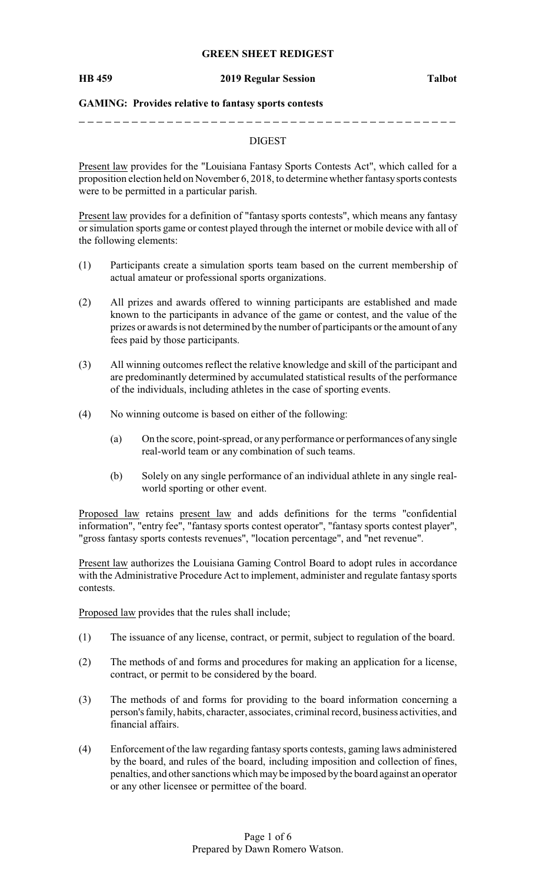**GREEN SHEET REDIGEST**

**HB 459 — 2019 Regular Session — Talbot**

**GAMING: Provides relative to fantasy sports contests**

---

DIGEST

Present law provides for the "Louisiana Fantasy Sports Contests Act", which called for a proposition election held on November 6, 2018, to determine whether fantasy sports contests were to be permitted in a particular parish.

Present law provides for a definition of "fantasy sports contests", which means any fantasy or simulation sports game or contest played through the internet or mobile device with all of the following elements:

(1) Participants create a simulation sports team based on the current membership of actual amateur or professional sports organizations.

(2) All prizes and awards offered to winning participants are established and made known to the participants in advance of the game or contest, and the value of the prizes or awards is not determined by the number of participants or the amount of any fees paid by those participants.

(3) All winning outcomes reflect the relative knowledge and skill of the participant and are predominantly determined by accumulated statistical results of the performance of the individuals, including athletes in the case of sporting events.

(4) No winning outcome is based on either of the following:

  (a) On the score, point-spread, or any performance or performances of any single real-world team or any combination of such teams.

  (b) Solely on any single performance of an individual athlete in any single real-world sporting or other event.

Proposed law retains present law and adds definitions for the terms "confidential information", "entry fee", "fantasy sports contest operator", "fantasy sports contest player", "gross fantasy sports contests revenues", "location percentage", and "net revenue".

Present law authorizes the Louisiana Gaming Control Board to adopt rules in accordance with the Administrative Procedure Act to implement, administer and regulate fantasy sports contests.

Proposed law provides that the rules shall include;

(1) The issuance of any license, contract, or permit, subject to regulation of the board.

(2) The methods of and forms and procedures for making an application for a license, contract, or permit to be considered by the board.

(3) The methods of and forms for providing to the board information concerning a person's family, habits, character, associates, criminal record, business activities, and financial affairs.

(4) Enforcement of the law regarding fantasy sports contests, gaming laws administered by the board, and rules of the board, including imposition and collection of fines, penalties, and other sanctions which may be imposed by the board against an operator or any other licensee or permittee of the board.

Prepared by Dawn Romero Watson.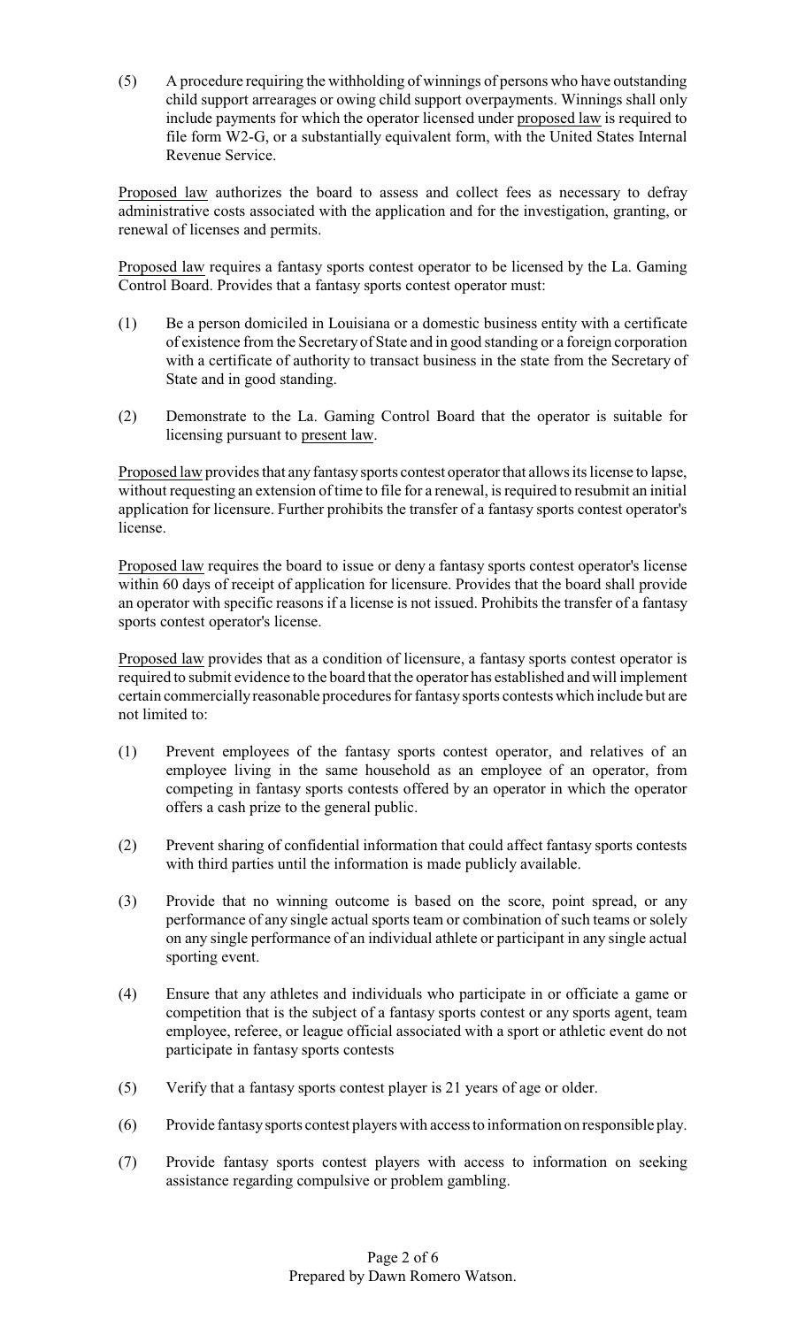(5) A procedure requiring the withholding of winnings of persons who have outstanding child support arrearages or owing child support overpayments. Winnings shall only include payments for which the operator licensed under proposed law is required to file form W2-G, or a substantially equivalent form, with the United States Internal Revenue Service.

Proposed law authorizes the board to assess and collect fees as necessary to defray administrative costs associated with the application and for the investigation, granting, or renewal of licenses and permits.

Proposed law requires a fantasy sports contest operator to be licensed by the La. Gaming Control Board. Provides that a fantasy sports contest operator must:

(1) Be a person domiciled in Louisiana or a domestic business entity with a certificate of existence from the Secretary of State and in good standing or a foreign corporation with a certificate of authority to transact business in the state from the Secretary of State and in good standing.

(2) Demonstrate to the La. Gaming Control Board that the operator is suitable for licensing pursuant to present law.

Proposed law provides that any fantasy sports contest operator that allows its license to lapse, without requesting an extension of time to file for a renewal, is required to resubmit an initial application for licensure. Further prohibits the transfer of a fantasy sports contest operator's license.

Proposed law requires the board to issue or deny a fantasy sports contest operator's license within 60 days of receipt of application for licensure. Provides that the board shall provide an operator with specific reasons if a license is not issued. Prohibits the transfer of a fantasy sports contest operator's license.

Proposed law provides that as a condition of licensure, a fantasy sports contest operator is required to submit evidence to the board that the operator has established and will implement certain commercially reasonable procedures for fantasy sports contests which include but are not limited to:

(1) Prevent employees of the fantasy sports contest operator, and relatives of an employee living in the same household as an employee of an operator, from competing in fantasy sports contests offered by an operator in which the operator offers a cash prize to the general public.

(2) Prevent sharing of confidential information that could affect fantasy sports contests with third parties until the information is made publicly available.

(3) Provide that no winning outcome is based on the score, point spread, or any performance of any single actual sports team or combination of such teams or solely on any single performance of an individual athlete or participant in any single actual sporting event.

(4) Ensure that any athletes and individuals who participate in or officiate a game or competition that is the subject of a fantasy sports contest or any sports agent, team employee, referee, or league official associated with a sport or athletic event do not participate in fantasy sports contests

(5) Verify that a fantasy sports contest player is 21 years of age or older.

(6) Provide fantasy sports contest players with access to information on responsible play.

(7) Provide fantasy sports contest players with access to information on seeking assistance regarding compulsive or problem gambling.

Prepared by Dawn Romero Watson.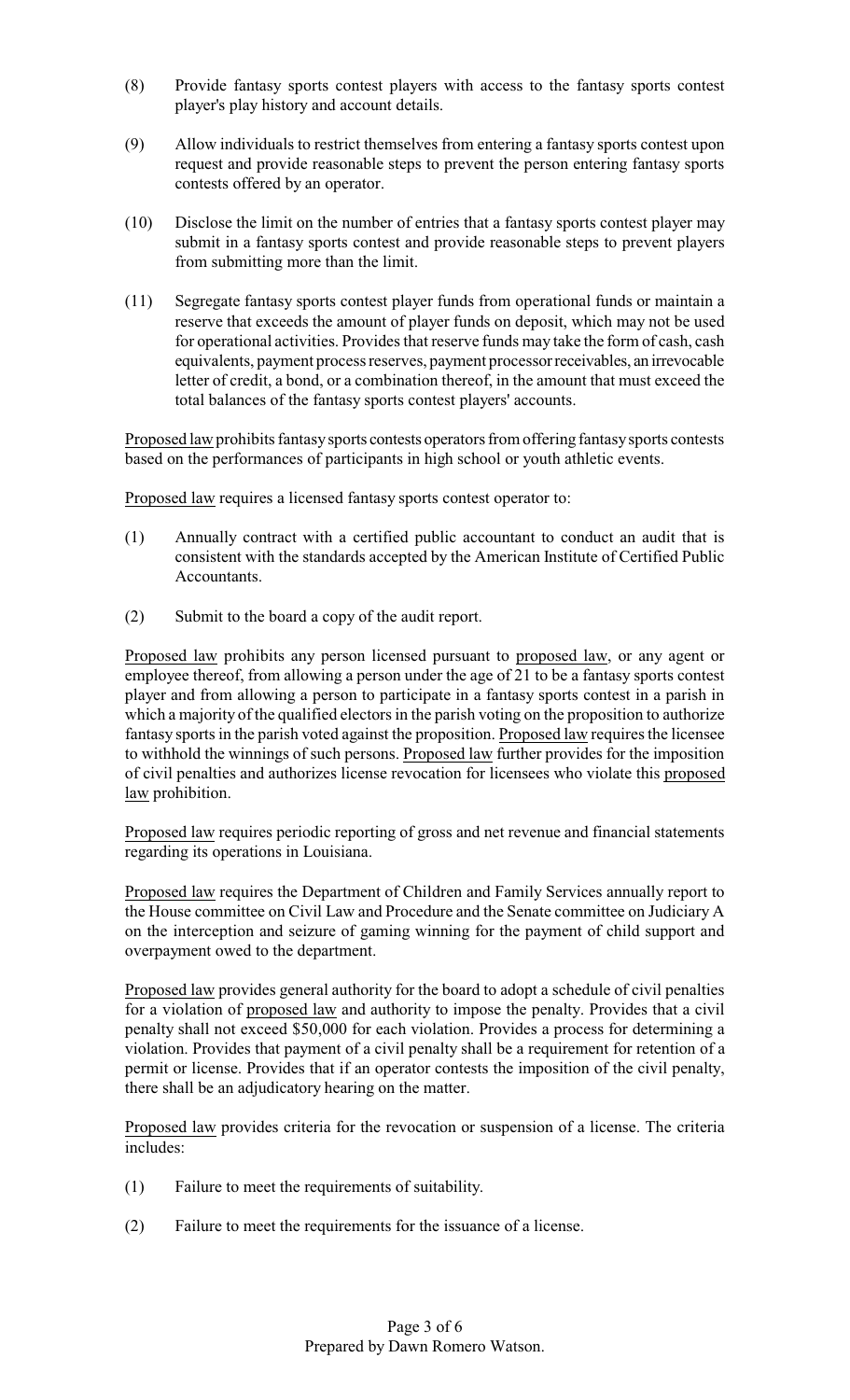(8) Provide fantasy sports contest players with access to the fantasy sports contest player's play history and account details.

(9) Allow individuals to restrict themselves from entering a fantasy sports contest upon request and provide reasonable steps to prevent the person entering fantasy sports contests offered by an operator.

(10) Disclose the limit on the number of entries that a fantasy sports contest player may submit in a fantasy sports contest and provide reasonable steps to prevent players from submitting more than the limit.

(11) Segregate fantasy sports contest player funds from operational funds or maintain a reserve that exceeds the amount of player funds on deposit, which may not be used for operational activities. Provides that reserve funds may take the form of cash, cash equivalents, payment process reserves, payment processor receivables, an irrevocable letter of credit, a bond, or a combination thereof, in the amount that must exceed the total balances of the fantasy sports contest players' accounts.

Proposed law prohibits fantasy sports contests operators from offering fantasy sports contests based on the performances of participants in high school or youth athletic events.

Proposed law requires a licensed fantasy sports contest operator to:

(1) Annually contract with a certified public accountant to conduct an audit that is consistent with the standards accepted by the American Institute of Certified Public Accountants.

(2) Submit to the board a copy of the audit report.

Proposed law prohibits any person licensed pursuant to proposed law, or any agent or employee thereof, from allowing a person under the age of 21 to be a fantasy sports contest player and from allowing a person to participate in a fantasy sports contest in a parish in which a majority of the qualified electors in the parish voting on the proposition to authorize fantasy sports in the parish voted against the proposition. Proposed law requires the licensee to withhold the winnings of such persons. Proposed law further provides for the imposition of civil penalties and authorizes license revocation for licensees who violate this proposed law prohibition.

Proposed law requires periodic reporting of gross and net revenue and financial statements regarding its operations in Louisiana.

Proposed law requires the Department of Children and Family Services annually report to the House committee on Civil Law and Procedure and the Senate committee on Judiciary A on the interception and seizure of gaming winning for the payment of child support and overpayment owed to the department.

Proposed law provides general authority for the board to adopt a schedule of civil penalties for a violation of proposed law and authority to impose the penalty. Provides that a civil penalty shall not exceed $50,000 for each violation. Provides a process for determining a violation. Provides that payment of a civil penalty shall be a requirement for retention of a permit or license. Provides that if an operator contests the imposition of the civil penalty, there shall be an adjudicatory hearing on the matter.

Proposed law provides criteria for the revocation or suspension of a license. The criteria includes:

(1) Failure to meet the requirements of suitability.

(2) Failure to meet the requirements for the issuance of a license.

Prepared by Dawn Romero Watson.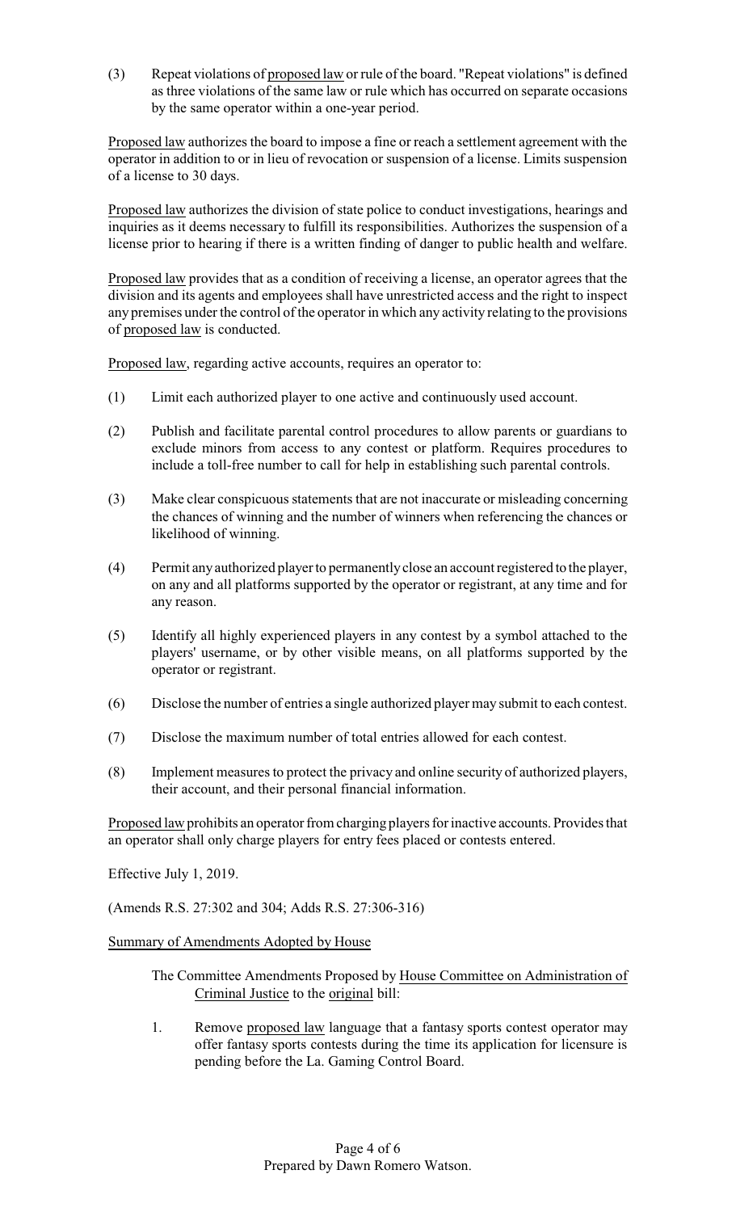(3) Repeat violations of proposed law or rule of the board. "Repeat violations" is defined as three violations of the same law or rule which has occurred on separate occasions by the same operator within a one-year period.

Proposed law authorizes the board to impose a fine or reach a settlement agreement with the operator in addition to or in lieu of revocation or suspension of a license. Limits suspension of a license to 30 days.

Proposed law authorizes the division of state police to conduct investigations, hearings and inquiries as it deems necessary to fulfill its responsibilities. Authorizes the suspension of a license prior to hearing if there is a written finding of danger to public health and welfare.

Proposed law provides that as a condition of receiving a license, an operator agrees that the division and its agents and employees shall have unrestricted access and the right to inspect any premises under the control of the operator in which any activity relating to the provisions of proposed law is conducted.

Proposed law, regarding active accounts, requires an operator to:

(1) Limit each authorized player to one active and continuously used account.

(2) Publish and facilitate parental control procedures to allow parents or guardians to exclude minors from access to any contest or platform. Requires procedures to include a toll-free number to call for help in establishing such parental controls.

(3) Make clear conspicuous statements that are not inaccurate or misleading concerning the chances of winning and the number of winners when referencing the chances or likelihood of winning.

(4) Permit any authorized player to permanently close an account registered to the player, on any and all platforms supported by the operator or registrant, at any time and for any reason.

(5) Identify all highly experienced players in any contest by a symbol attached to the players' username, or by other visible means, on all platforms supported by the operator or registrant.

(6) Disclose the number of entries a single authorized player may submit to each contest.

(7) Disclose the maximum number of total entries allowed for each contest.

(8) Implement measures to protect the privacy and online security of authorized players, their account, and their personal financial information.

Proposed law prohibits an operator from charging players for inactive accounts. Provides that an operator shall only charge players for entry fees placed or contests entered.

Effective July 1, 2019.

(Amends R.S. 27:302 and 304; Adds R.S. 27:306-316)

Summary of Amendments Adopted by House

The Committee Amendments Proposed by House Committee on Administration of Criminal Justice to the original bill:

1. Remove proposed law language that a fantasy sports contest operator may offer fantasy sports contests during the time its application for licensure is pending before the La. Gaming Control Board.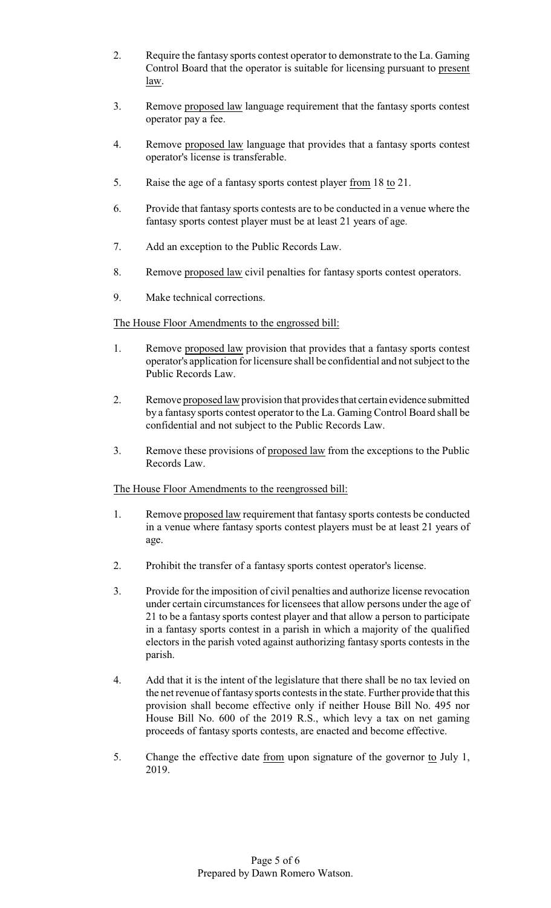2. Require the fantasy sports contest operator to demonstrate to the La. Gaming Control Board that the operator is suitable for licensing pursuant to present law.

3. Remove proposed law language requirement that the fantasy sports contest operator pay a fee.

4. Remove proposed law language that provides that a fantasy sports contest operator's license is transferable.

5. Raise the age of a fantasy sports contest player from 18 to 21.

6. Provide that fantasy sports contests are to be conducted in a venue where the fantasy sports contest player must be at least 21 years of age.

7. Add an exception to the Public Records Law.

8. Remove proposed law civil penalties for fantasy sports contest operators.

9. Make technical corrections.

The House Floor Amendments to the engrossed bill:

1. Remove proposed law provision that provides that a fantasy sports contest operator's application for licensure shall be confidential and not subject to the Public Records Law.

2. Remove proposed law provision that provides that certain evidence submitted by a fantasy sports contest operator to the La. Gaming Control Board shall be confidential and not subject to the Public Records Law.

3. Remove these provisions of proposed law from the exceptions to the Public Records Law.

The House Floor Amendments to the reengrossed bill:

1. Remove proposed law requirement that fantasy sports contests be conducted in a venue where fantasy sports contest players must be at least 21 years of age.

2. Prohibit the transfer of a fantasy sports contest operator's license.

3. Provide for the imposition of civil penalties and authorize license revocation under certain circumstances for licensees that allow persons under the age of 21 to be a fantasy sports contest player and that allow a person to participate in a fantasy sports contest in a parish in which a majority of the qualified electors in the parish voted against authorizing fantasy sports contests in the parish.

4. Add that it is the intent of the legislature that there shall be no tax levied on the net revenue of fantasy sports contests in the state. Further provide that this provision shall become effective only if neither House Bill No. 495 nor House Bill No. 600 of the 2019 R.S., which levy a tax on net gaming proceeds of fantasy sports contests, are enacted and become effective.

5. Change the effective date from upon signature of the governor to July 1, 2019.

Prepared by Dawn Romero Watson.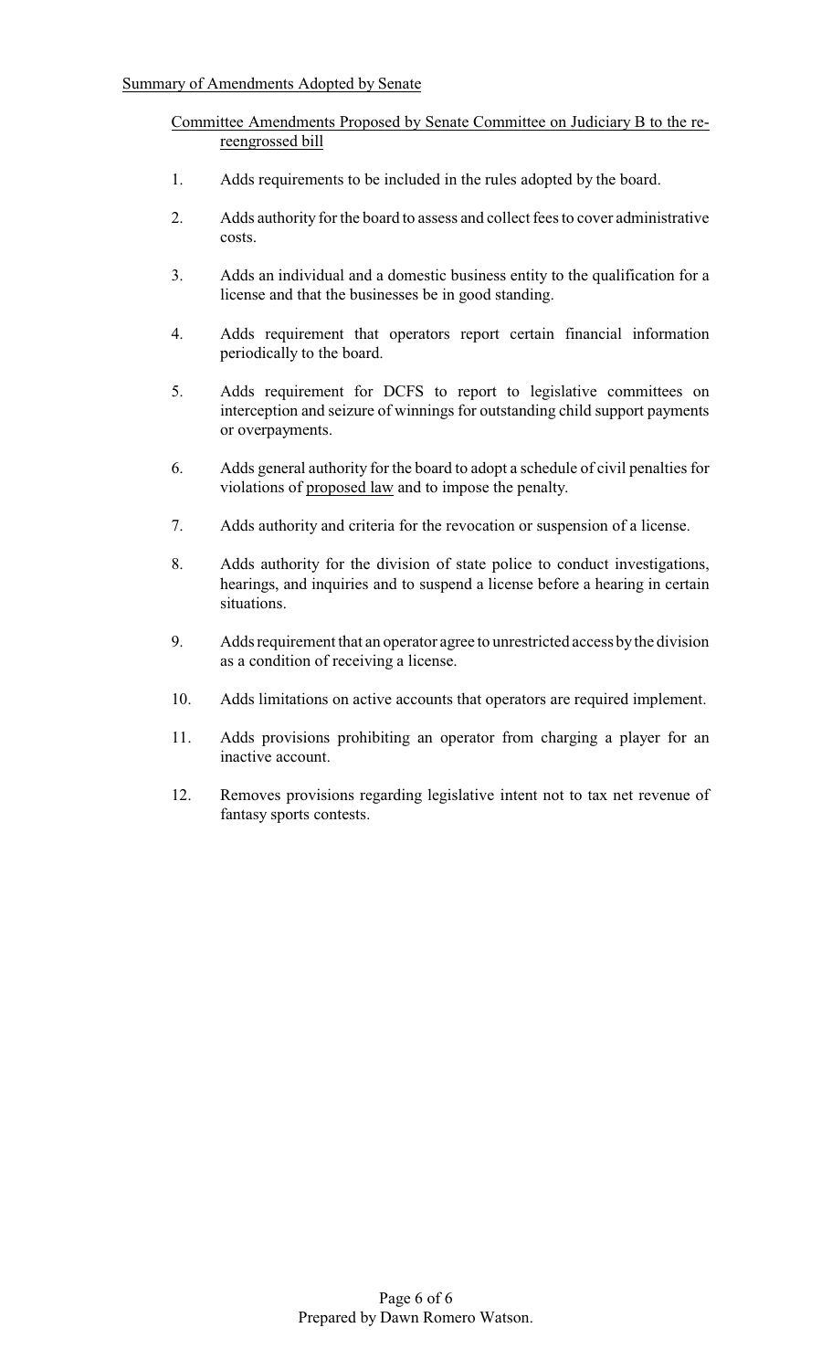Summary of Amendments Adopted by Senate

Committee Amendments Proposed by Senate Committee on Judiciary B to the re-reengrossed bill

1. Adds requirements to be included in the rules adopted by the board.

2. Adds authority for the board to assess and collect fees to cover administrative costs.

3. Adds an individual and a domestic business entity to the qualification for a license and that the businesses be in good standing.

4. Adds requirement that operators report certain financial information periodically to the board.

5. Adds requirement for DCFS to report to legislative committees on interception and seizure of winnings for outstanding child support payments or overpayments.

6. Adds general authority for the board to adopt a schedule of civil penalties for violations of proposed law and to impose the penalty.

7. Adds authority and criteria for the revocation or suspension of a license.

8. Adds authority for the division of state police to conduct investigations, hearings, and inquiries and to suspend a license before a hearing in certain situations.

9. Adds requirement that an operator agree to unrestricted access by the division as a condition of receiving a license.

10. Adds limitations on active accounts that operators are required implement.

11. Adds provisions prohibiting an operator from charging a player for an inactive account.

12. Removes provisions regarding legislative intent not to tax net revenue of fantasy sports contests.

Prepared by Dawn Romero Watson.